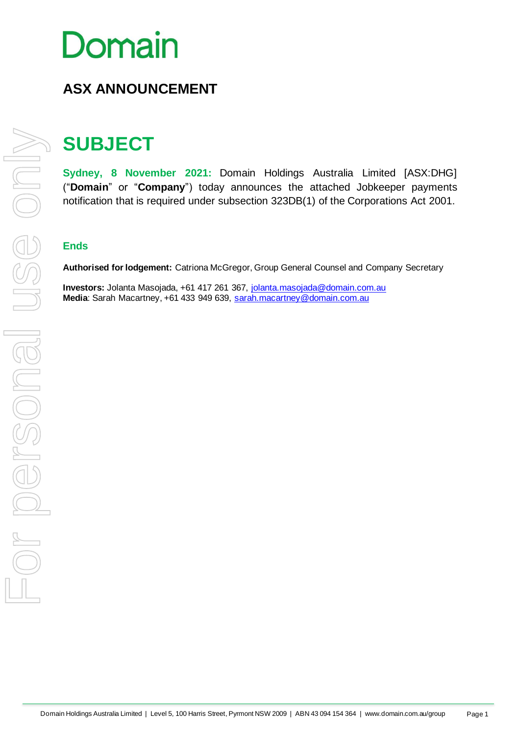Domain

## ASX ANNOUNCEMENT

# SUBJECT

**Sydney, 8 November 2021:** Domain Holdings Australia Limited [ASX:DHG] ("**Domain**" or "**Company**") today announces the attached Jobkeeper payments notification that is required under subsection 323DB(1) of the Corporations Act 2001.

## Ends

**Authorised for lodgement:** Catriona McGregor, Group General Counsel and Company Secretary

**Investors:** Jolanta Masojada, +61 417 261 367, jolanta.masojada@domain.com.au
**Media**: Sarah Macartney, +61 433 949 639, sarah.macartney@domain.com.au

Domain Holdings Australia Limited | Level 5, 100 Harris Street, Pyrmont NSW 2009 | ABN 43 094 154 364 | www.domain.com.au/group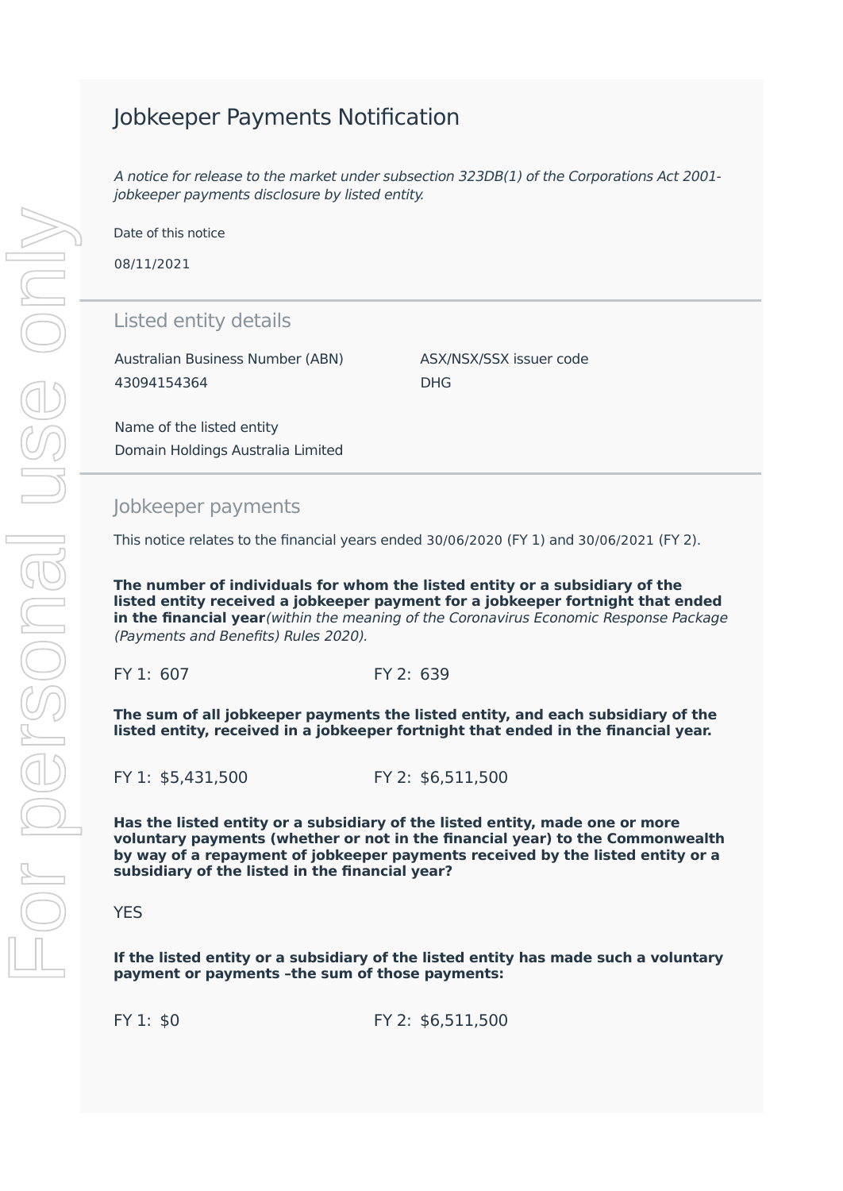# Jobkeeper Payments Notification

*A notice for release to the market under subsection 323DB(1) of the Corporations Act 2001- jobkeeper payments disclosure by listed entity.*

Date of this notice

08/11/2021

## Listed entity details

Australian Business Number (ABN)

43094154364

ASX/NSX/SSX issuer code

DHG

Name of the listed entity

Domain Holdings Australia Limited

## Jobkeeper payments

This notice relates to the financial years ended 30/06/2020 (FY 1) and 30/06/2021 (FY 2).

**The number of individuals for whom the listed entity or a subsidiary of the listed entity received a jobkeeper payment for a jobkeeper fortnight that ended in the financial year***(within the meaning of the Coronavirus Economic Response Package (Payments and Benefits) Rules 2020).*

FY 1: 607 FY 2: 639

**The sum of all jobkeeper payments the listed entity, and each subsidiary of the listed entity, received in a jobkeeper fortnight that ended in the financial year.**

FY 1: $5,431,500 FY 2: $6,511,500

**Has the listed entity or a subsidiary of the listed entity, made one or more voluntary payments (whether or not in the financial year) to the Commonwealth by way of a repayment of jobkeeper payments received by the listed entity or a subsidiary of the listed in the financial year?**

YES

**If the listed entity or a subsidiary of the listed entity has made such a voluntary payment or payments –the sum of those payments:**

FY 1: $0 FY 2: $6,511,500

For personal use only